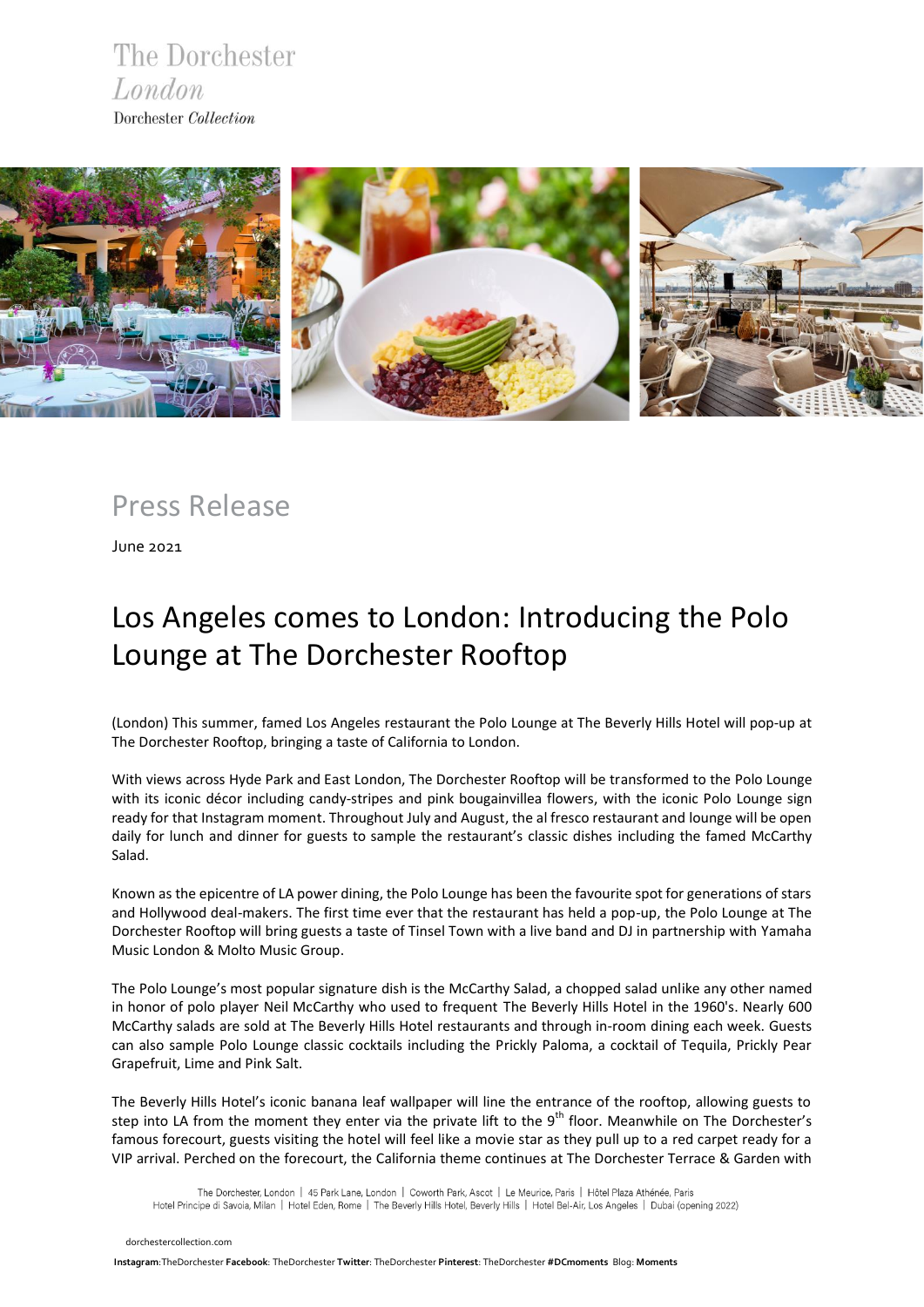The Dorchester
*London*
Dorchester *Collection*

# Press Release

June 2021

## Los Angeles comes to London: Introducing the Polo Lounge at The Dorchester Rooftop

(London) This summer, famed Los Angeles restaurant the Polo Lounge at The Beverly Hills Hotel will pop-up at The Dorchester Rooftop, bringing a taste of California to London.

With views across Hyde Park and East London, The Dorchester Rooftop will be transformed to the Polo Lounge with its iconic décor including candy-stripes and pink bougainvillea flowers, with the iconic Polo Lounge sign ready for that Instagram moment. Throughout July and August, the al fresco restaurant and lounge will be open daily for lunch and dinner for guests to sample the restaurant's classic dishes including the famed McCarthy Salad.

Known as the epicentre of LA power dining, the Polo Lounge has been the favourite spot for generations of stars and Hollywood deal-makers. The first time ever that the restaurant has held a pop-up, the Polo Lounge at The Dorchester Rooftop will bring guests a taste of Tinsel Town with a live band and DJ in partnership with Yamaha Music London & Molto Music Group.

The Polo Lounge's most popular signature dish is the McCarthy Salad, a chopped salad unlike any other named in honor of polo player Neil McCarthy who used to frequent The Beverly Hills Hotel in the 1960's. Nearly 600 McCarthy salads are sold at The Beverly Hills Hotel restaurants and through in-room dining each week. Guests can also sample Polo Lounge classic cocktails including the Prickly Paloma, a cocktail of Tequila, Prickly Pear Grapefruit, Lime and Pink Salt.

The Beverly Hills Hotel's iconic banana leaf wallpaper will line the entrance of the rooftop, allowing guests to step into LA from the moment they enter via the private lift to the 9th floor. Meanwhile on The Dorchester's famous forecourt, guests visiting the hotel will feel like a movie star as they pull up to a red carpet ready for a VIP arrival. Perched on the forecourt, the California theme continues at The Dorchester Terrace & Garden with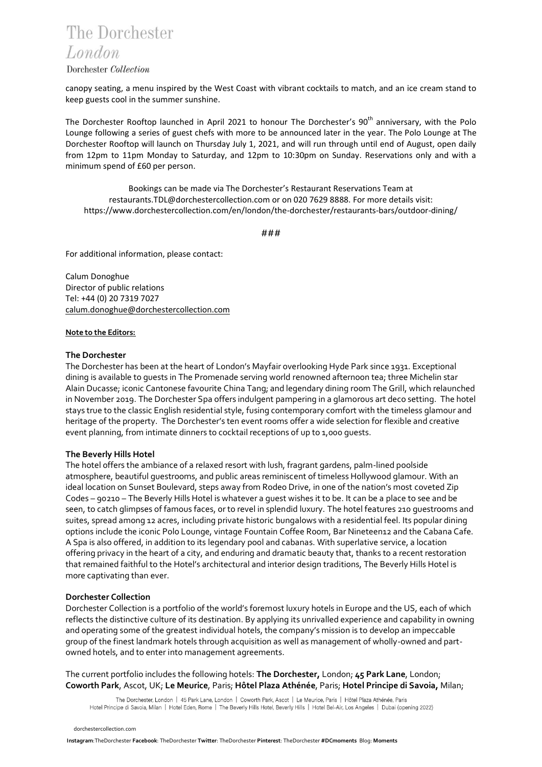canopy seating, a menu inspired by the West Coast with vibrant cocktails to match, and an ice cream stand to keep guests cool in the summer sunshine.

The Dorchester Rooftop launched in April 2021 to honour The Dorchester's 90th anniversary, with the Polo Lounge following a series of guest chefs with more to be announced later in the year. The Polo Lounge at The Dorchester Rooftop will launch on Thursday July 1, 2021, and will run through until end of August, open daily from 12pm to 11pm Monday to Saturday, and 12pm to 10:30pm on Sunday. Reservations only and with a minimum spend of £60 per person.

Bookings can be made via The Dorchester's Restaurant Reservations Team at restaurants.TDL@dorchestercollection.com or on 020 7629 8888. For more details visit: https://www.dorchestercollection.com/en/london/the-dorchester/restaurants-bars/outdoor-dining/

###

For additional information, please contact:

Calum Donoghue
Director of public relations
Tel: +44 (0) 20 7319 7027
calum.donoghue@dorchestercollection.com

**Note to the Editors:**

**The Dorchester**

The Dorchester has been at the heart of London's Mayfair overlooking Hyde Park since 1931. Exceptional dining is available to guests in The Promenade serving world renowned afternoon tea; three Michelin star Alain Ducasse; iconic Cantonese favourite China Tang; and legendary dining room The Grill, which relaunched in November 2019. The Dorchester Spa offers indulgent pampering in a glamorous art deco setting. The hotel stays true to the classic English residential style, fusing contemporary comfort with the timeless glamour and heritage of the property. The Dorchester's ten event rooms offer a wide selection for flexible and creative event planning, from intimate dinners to cocktail receptions of up to 1,000 guests.

**The Beverly Hills Hotel**

The hotel offers the ambiance of a relaxed resort with lush, fragrant gardens, palm-lined poolside atmosphere, beautiful guestrooms, and public areas reminiscent of timeless Hollywood glamour. With an ideal location on Sunset Boulevard, steps away from Rodeo Drive, in one of the nation's most coveted Zip Codes – 90210 – The Beverly Hills Hotel is whatever a guest wishes it to be. It can be a place to see and be seen, to catch glimpses of famous faces, or to revel in splendid luxury. The hotel features 210 guestrooms and suites, spread among 12 acres, including private historic bungalows with a residential feel. Its popular dining options include the iconic Polo Lounge, vintage Fountain Coffee Room, Bar Nineteen12 and the Cabana Cafe. A Spa is also offered, in addition to its legendary pool and cabanas. With superlative service, a location offering privacy in the heart of a city, and enduring and dramatic beauty that, thanks to a recent restoration that remained faithful to the Hotel's architectural and interior design traditions, The Beverly Hills Hotel is more captivating than ever.

**Dorchester Collection**

Dorchester Collection is a portfolio of the world's foremost luxury hotels in Europe and the US, each of which reflects the distinctive culture of its destination. By applying its unrivalled experience and capability in owning and operating some of the greatest individual hotels, the company's mission is to develop an impeccable group of the finest landmark hotels through acquisition as well as management of wholly-owned and part-owned hotels, and to enter into management agreements.

The current portfolio includes the following hotels: **The Dorchester,** London; **45 Park Lane**, London; **Coworth Park**, Ascot, UK; **Le Meurice**, Paris; **Hôtel Plaza Athénée**, Paris; **Hotel Principe di Savoia,** Milan;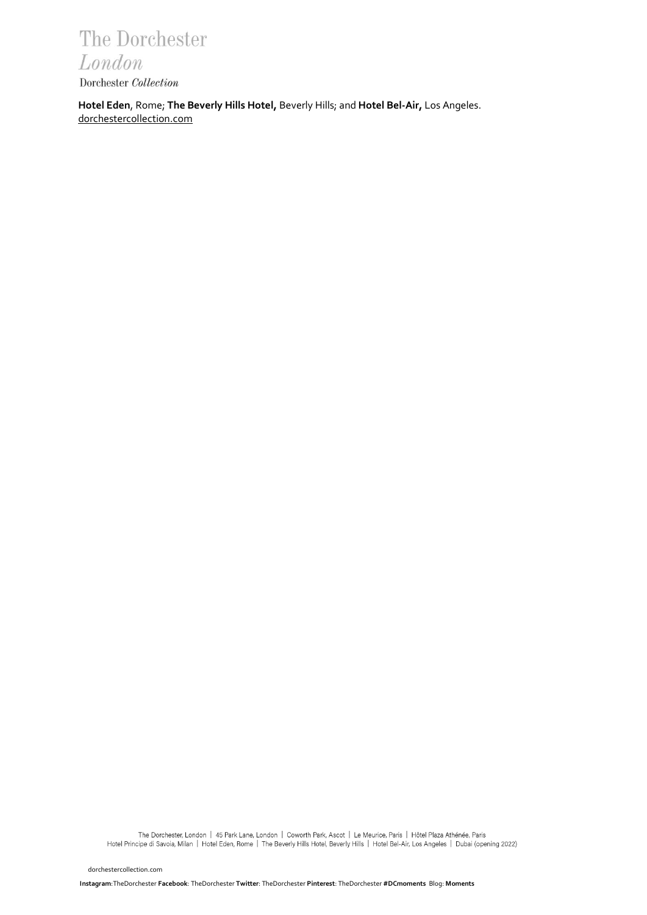**Hotel Eden**, Rome; **The Beverly Hills Hotel,** Beverly Hills; and **Hotel Bel-Air,** Los Angeles.
dorchestercollection.com